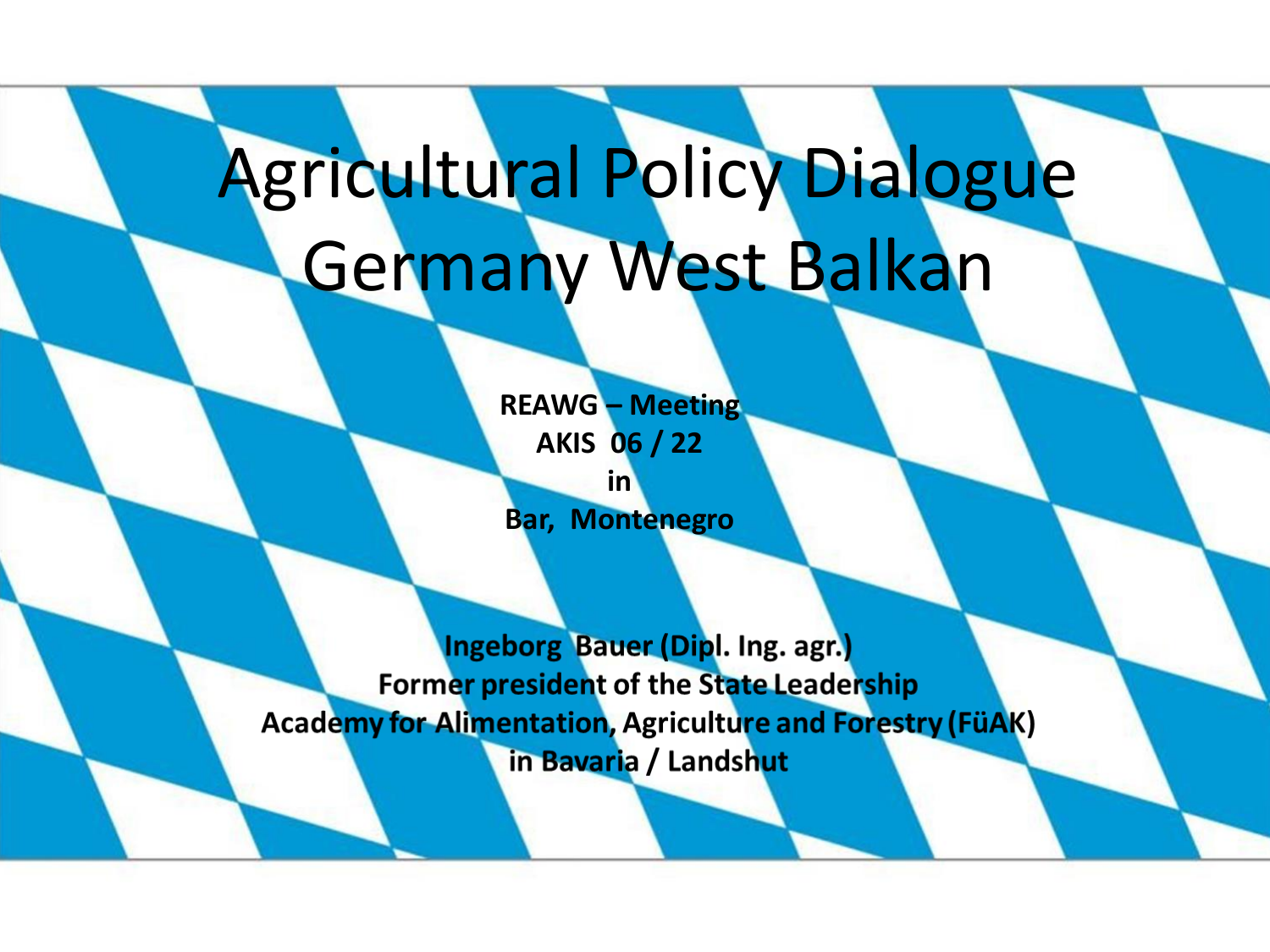# Agricultural Policy Dialogue Germany West Balkan

**REAWG – Meeting**
**AKIS 06 / 22**
**in**
**Bar, Montenegro**

**Ingeborg Bauer (Dipl. Ing. agr.)**
**Former president of the State Leadership Academy for Alimentation, Agriculture and Forestry (FüAK) in Bavaria / Landshut**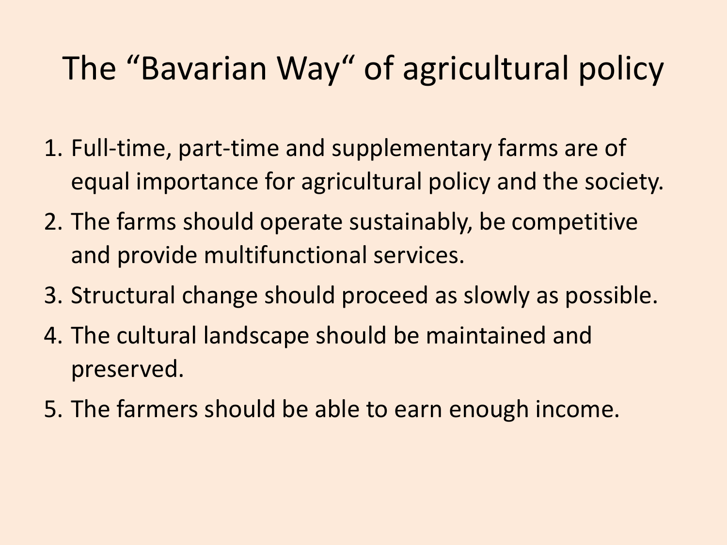# The "Bavarian Way" of agricultural policy

1. Full-time, part-time and supplementary farms are of equal importance for agricultural policy and the society.
2. The farms should operate sustainably, be competitive and provide multifunctional services.
3. Structural change should proceed as slowly as possible.
4. The cultural landscape should be maintained and preserved.
5. The farmers should be able to earn enough income.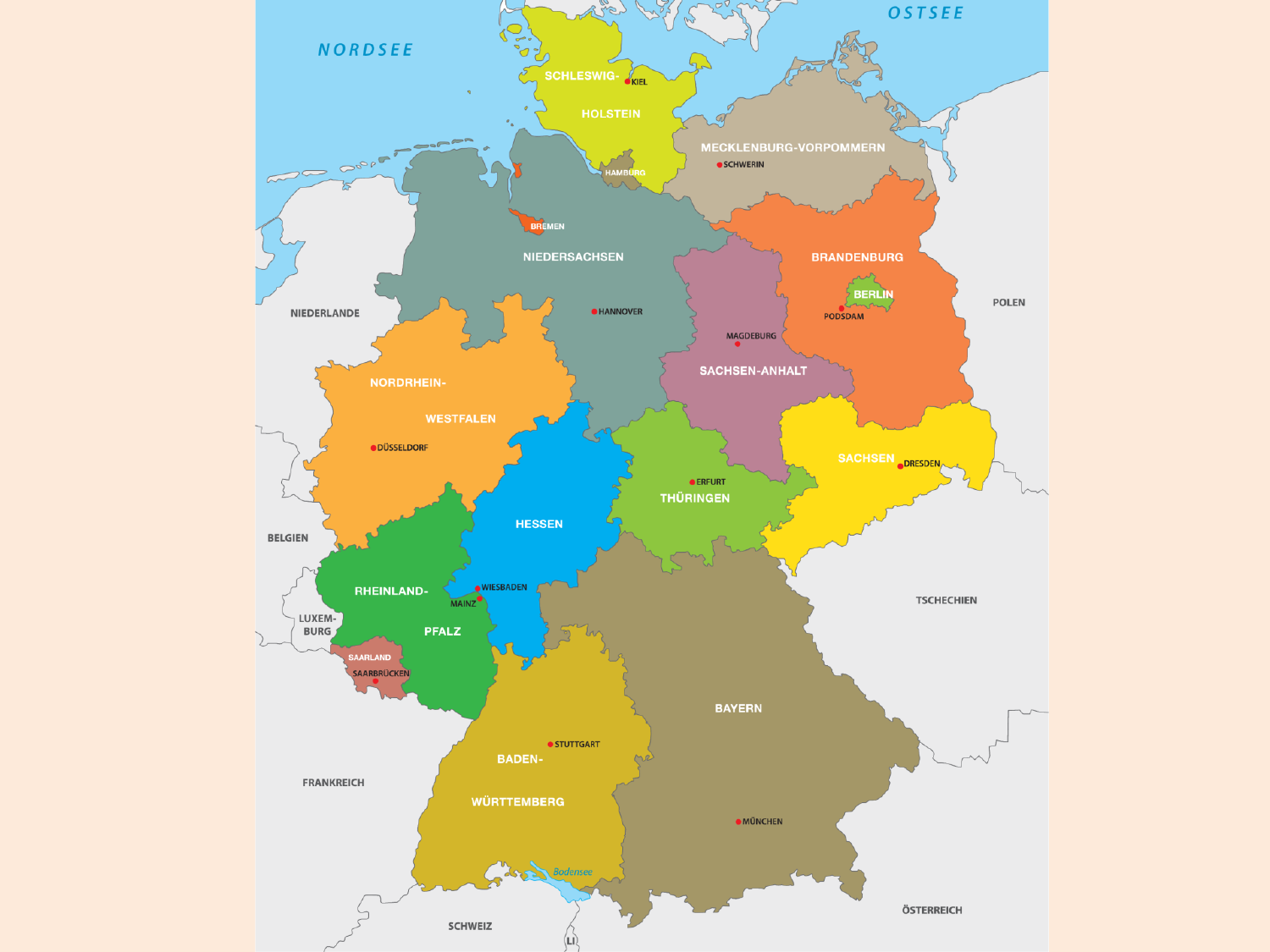NORDSEE

OSTSEE

SCHLESWIG-HOLSTEIN

KIEL

MECKLENBURG-VORPOMMERN

SCHWERIN

HAMBURG

BREMEN

NIEDERSACHSEN

HANNOVER

BRANDENBURG

BERLIN

PODSDAM

MAGDEBURG

SACHSEN-ANHALT

NIEDERLANDE

POLEN

NORDRHEIN-WESTFALEN

DÜSSELDORF

SACHSEN

DRESDEN

ERFURT

THÜRINGEN

HESSEN

BELGIEN

WIESBADEN

MAINZ

RHEINLAND-PFALZ

LUXEMBURG

SAARLAND

SAARBRÜCKEN

TSCHECHIEN

BAYERN

STUTTGART

BADEN-WÜRTTEMBERG

FRANKREICH

MÜNCHEN

Bodensee

ÖSTERREICH

SCHWEIZ

LI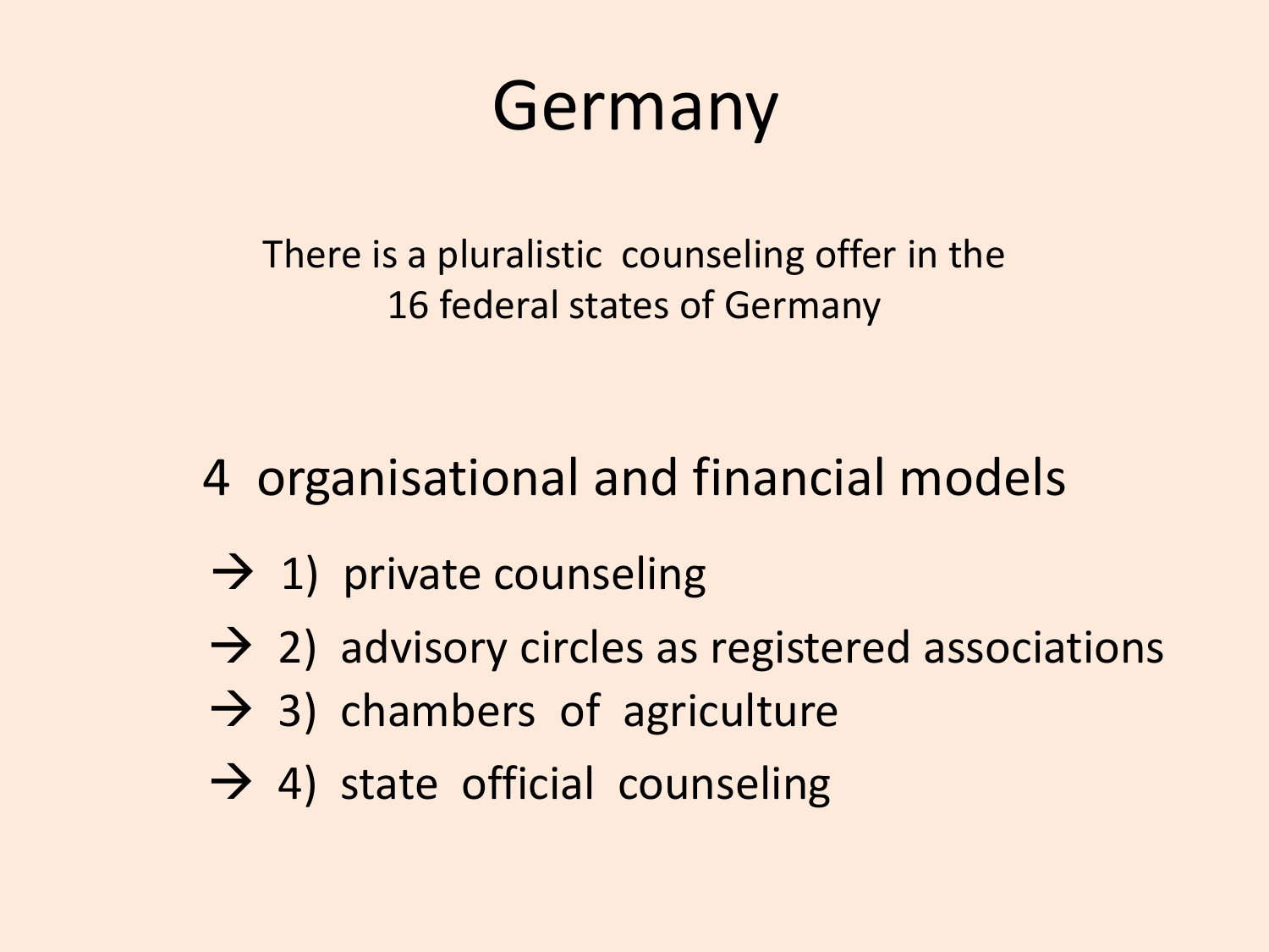# Germany

There is a pluralistic counseling offer in the 16 federal states of Germany

## 4 organisational and financial models

→ 1) private counseling

→ 2) advisory circles as registered associations

→ 3) chambers of agriculture

→ 4) state official counseling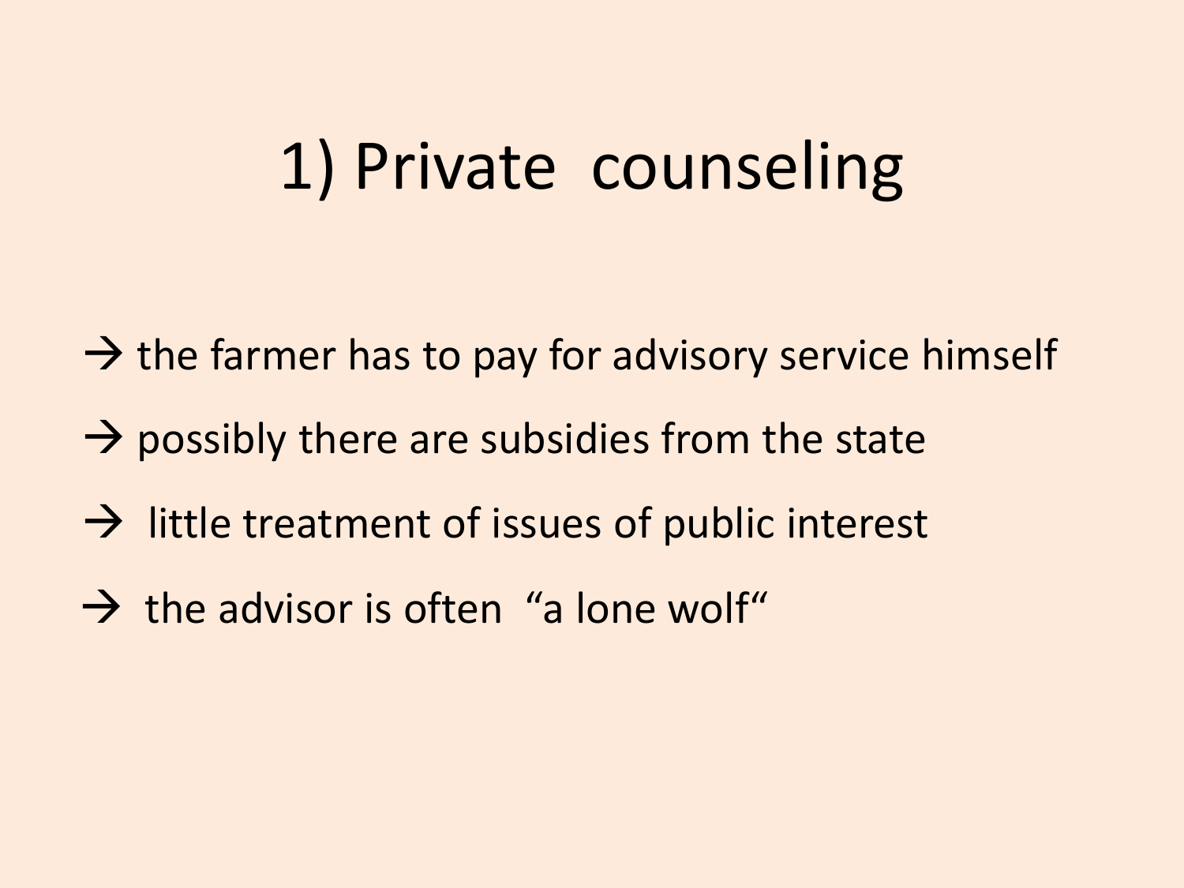# 1) Private counseling

→ the farmer has to pay for advisory service himself

→ possibly there are subsidies from the state

→ little treatment of issues of public interest

→ the advisor is often "a lone wolf"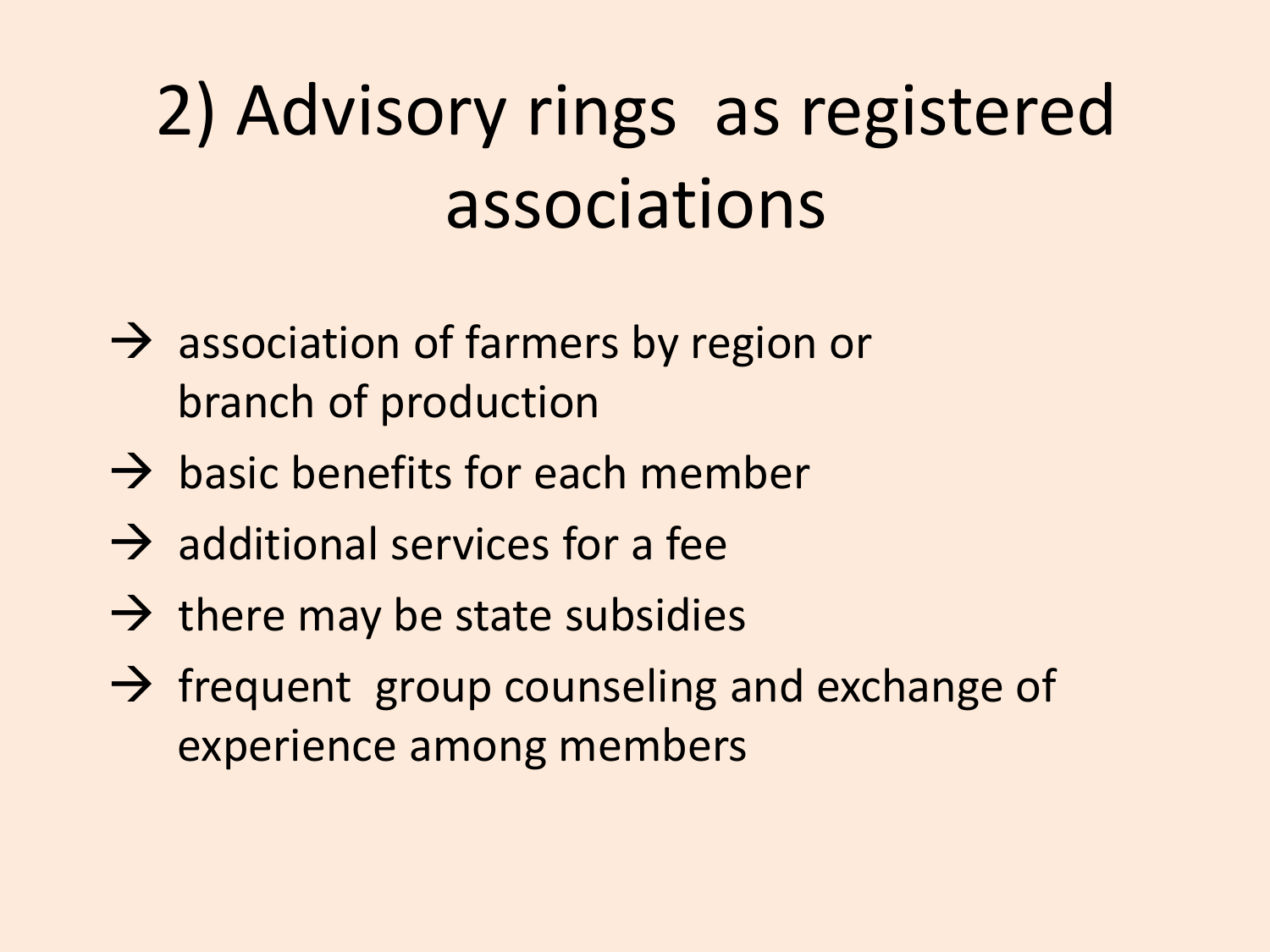# 2) Advisory rings as registered associations

- → association of farmers by region or branch of production
- → basic benefits for each member
- → additional services for a fee
- → there may be state subsidies
- → frequent group counseling and exchange of experience among members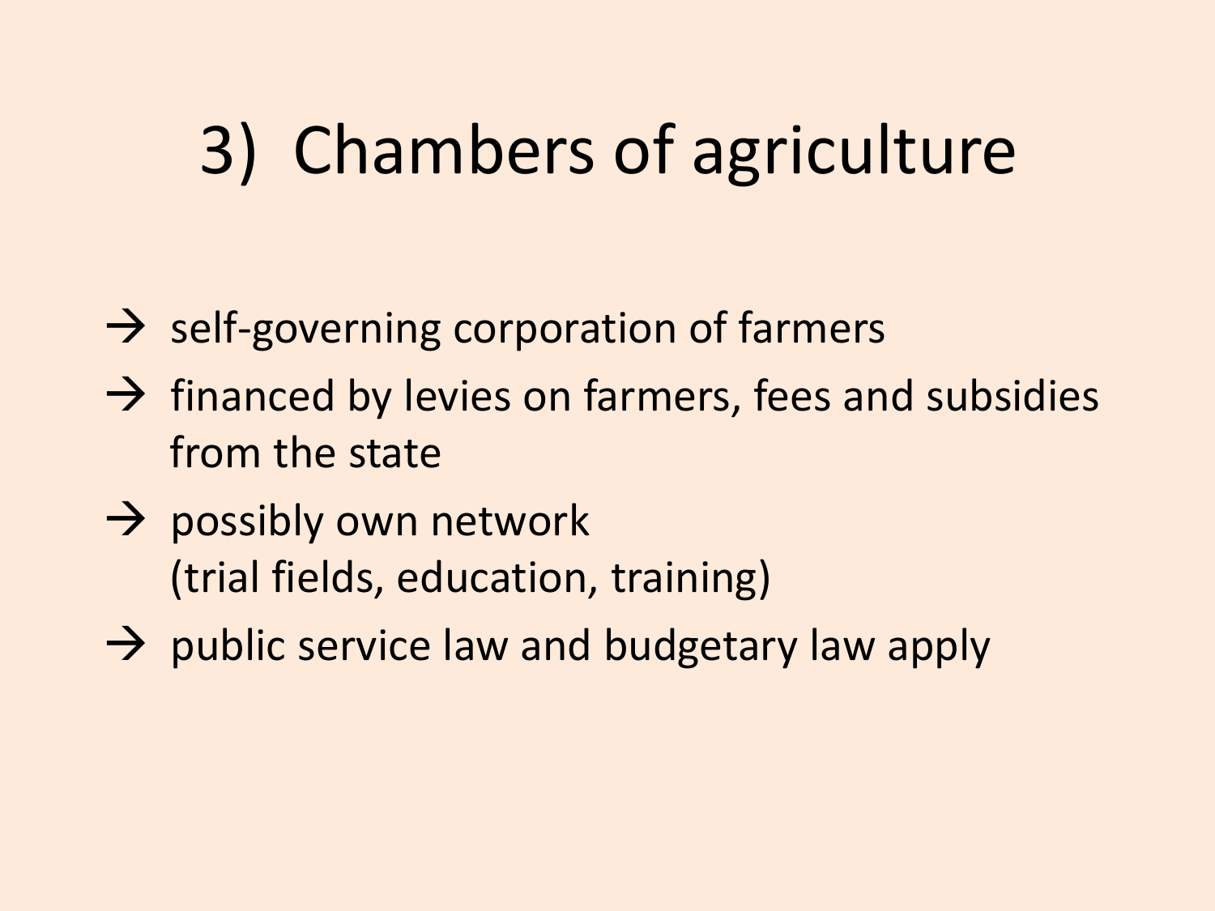# 3) Chambers of agriculture

→ self-governing corporation of farmers

→ financed by levies on farmers, fees and subsidies from the state

→ possibly own network (trial fields, education, training)

→ public service law and budgetary law apply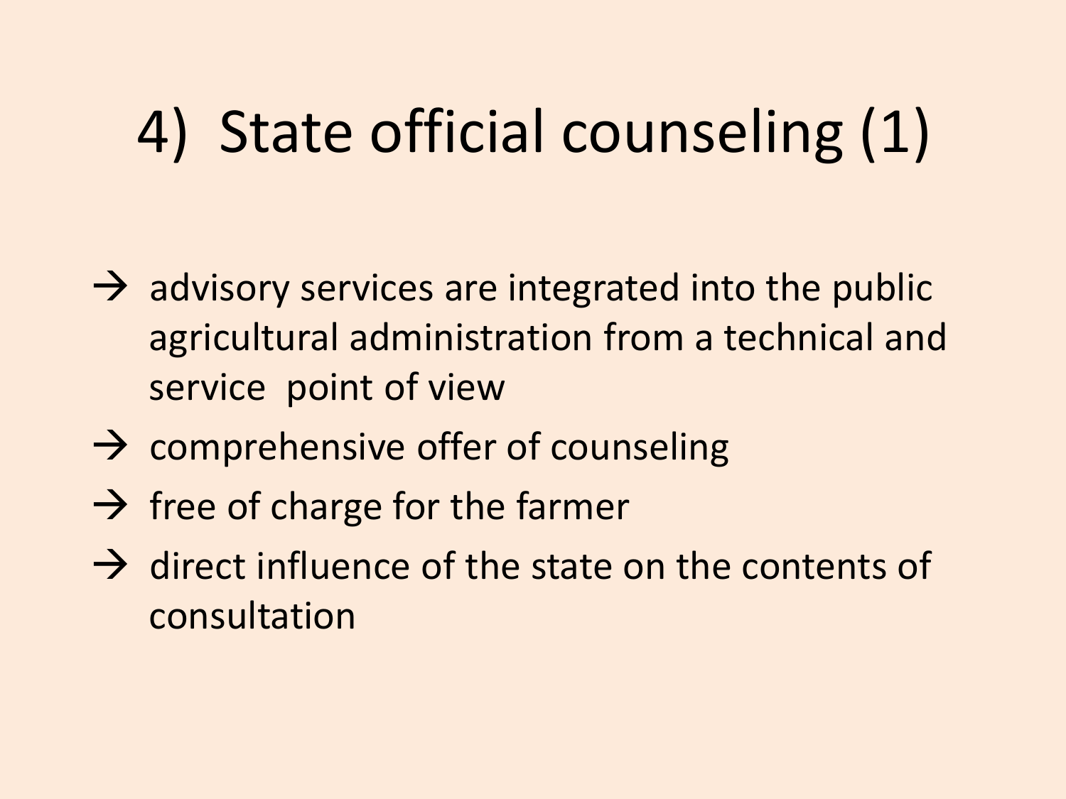# 4) State official counseling (1)

- → advisory services are integrated into the public agricultural administration from a technical and service point of view
- → comprehensive offer of counseling
- → free of charge for the farmer
- → direct influence of the state on the contents of consultation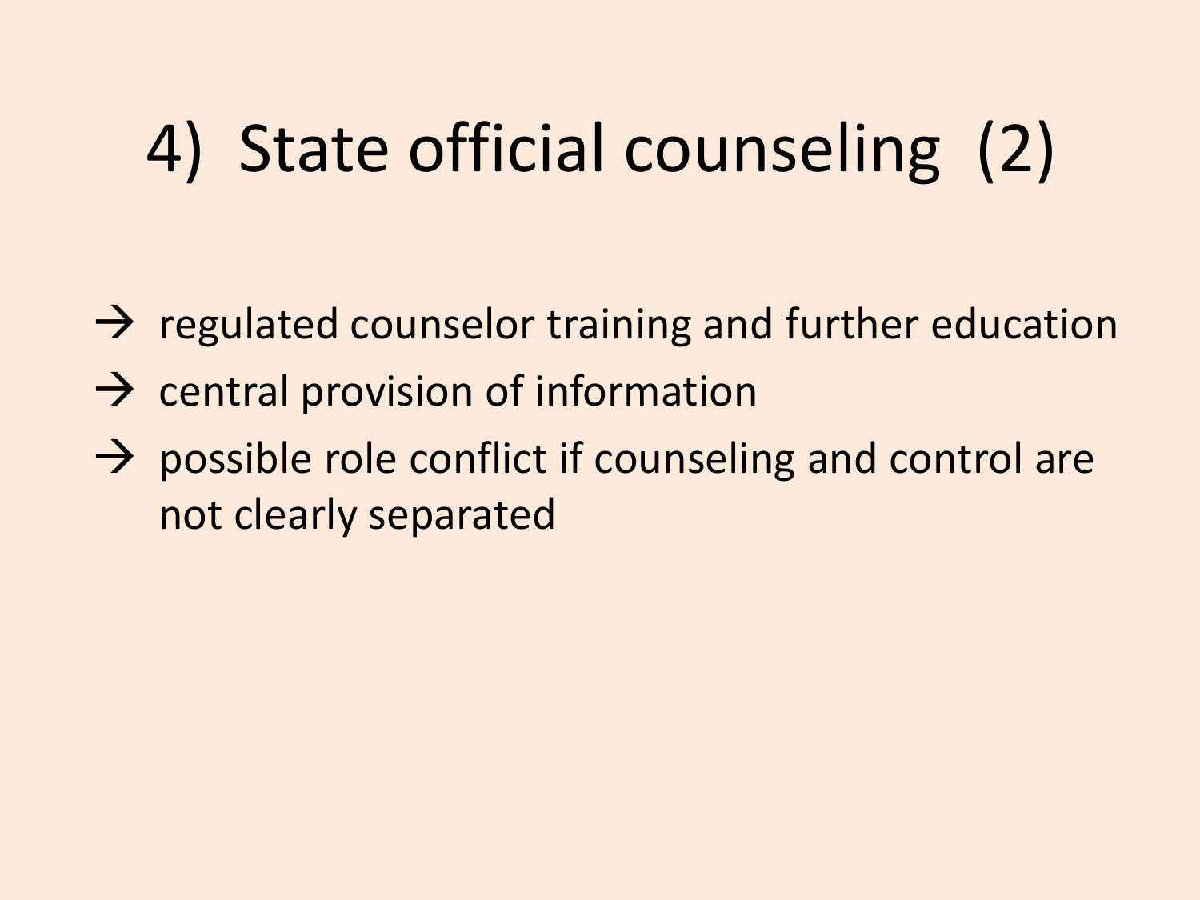# 4) State official counseling (2)

- → regulated counselor training and further education
- → central provision of information
- → possible role conflict if counseling and control are not clearly separated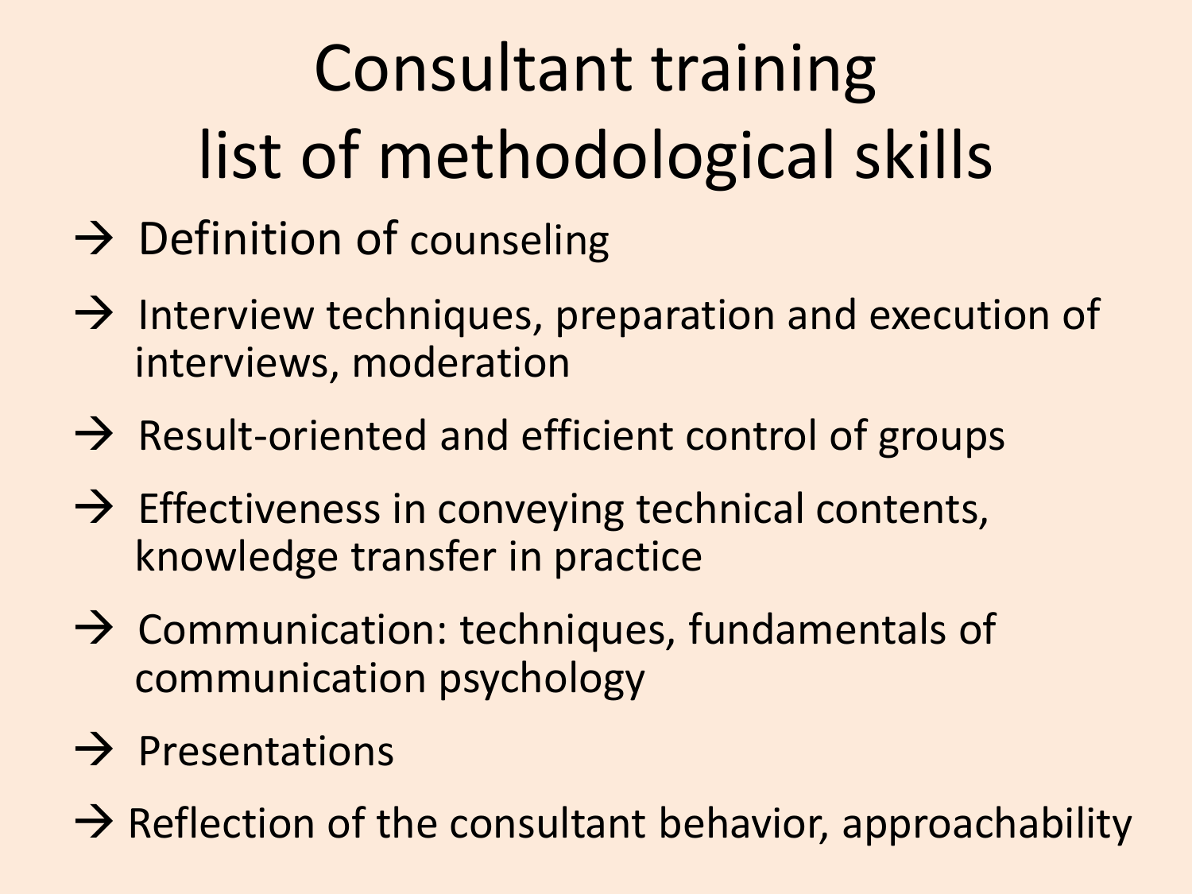# Consultant training list of methodological skills

- → Definition of counseling
- → Interview techniques, preparation and execution of interviews, moderation
- → Result-oriented and efficient control of groups
- → Effectiveness in conveying technical contents, knowledge transfer in practice
- → Communication: techniques, fundamentals of communication psychology
- → Presentations
- → Reflection of the consultant behavior, approachability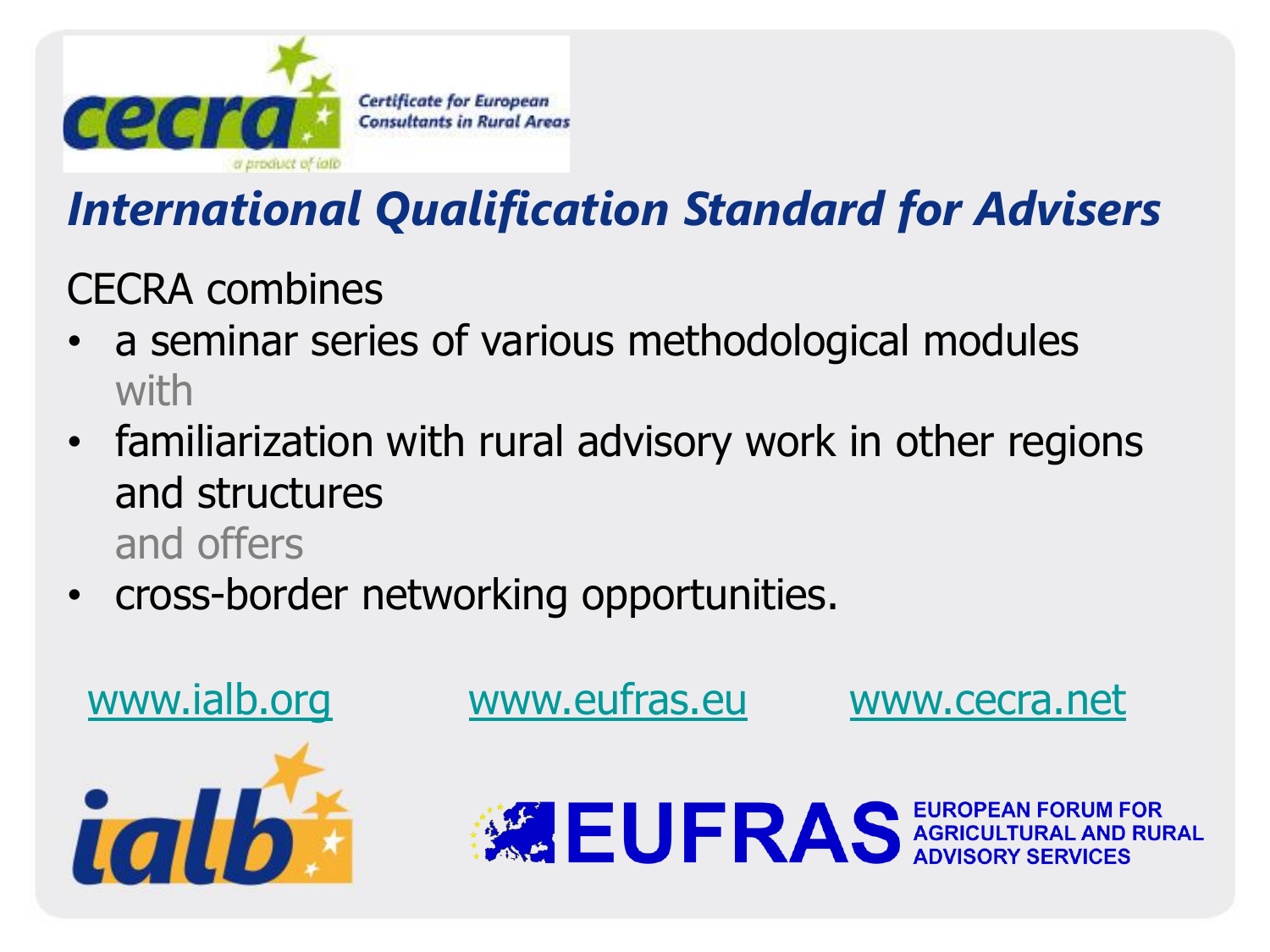cecra — Certificate for European Consultants in Rural Areas — a product of ialb

## *International Qualification Standard for Advisers*

CECRA combines

- a seminar series of various methodological modules
  with
- familiarization with rural advisory work in other regions and structures
  and offers
- cross-border networking opportunities.

www.ialb.org www.eufras.eu www.cecra.net

ialb

EUFRAS — EUROPEAN FORUM FOR AGRICULTURAL AND RURAL ADVISORY SERVICES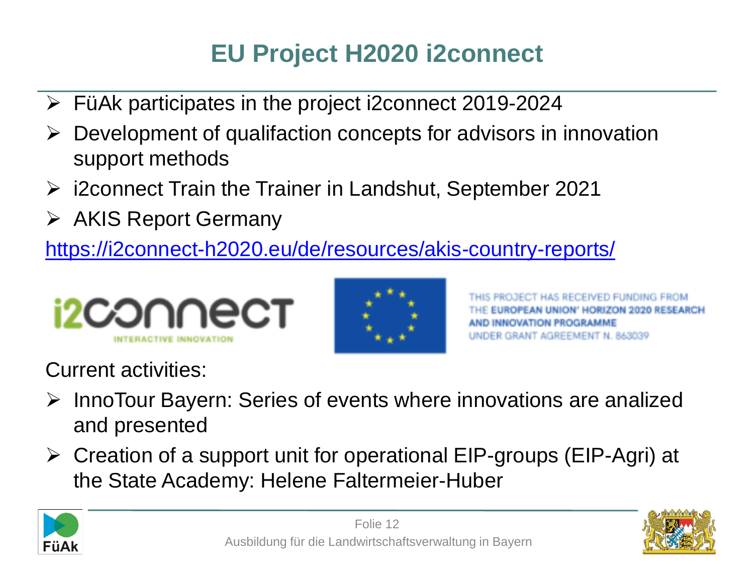# EU Project H2020 i2connect

- FüAk participates in the project i2connect 2019-2024
- Development of qualifaction concepts for advisors in innovation support methods
- i2connect Train the Trainer in Landshut, September 2021
- AKIS Report Germany

https://i2connect-h2020.eu/de/resources/akis-country-reports/

i2connect INTERACTIVE INNOVATION

THIS PROJECT HAS RECEIVED FUNDING FROM THE **EUROPEAN UNION' HORIZON 2020 RESEARCH AND INNOVATION PROGRAMME** UNDER GRANT AGREEMENT N. 863039

Current activities:

- InnoTour Bayern: Series of events where innovations are analized and presented
- Creation of a support unit for operational EIP-groups (EIP-Agri) at the State Academy: Helene Faltermeier-Huber